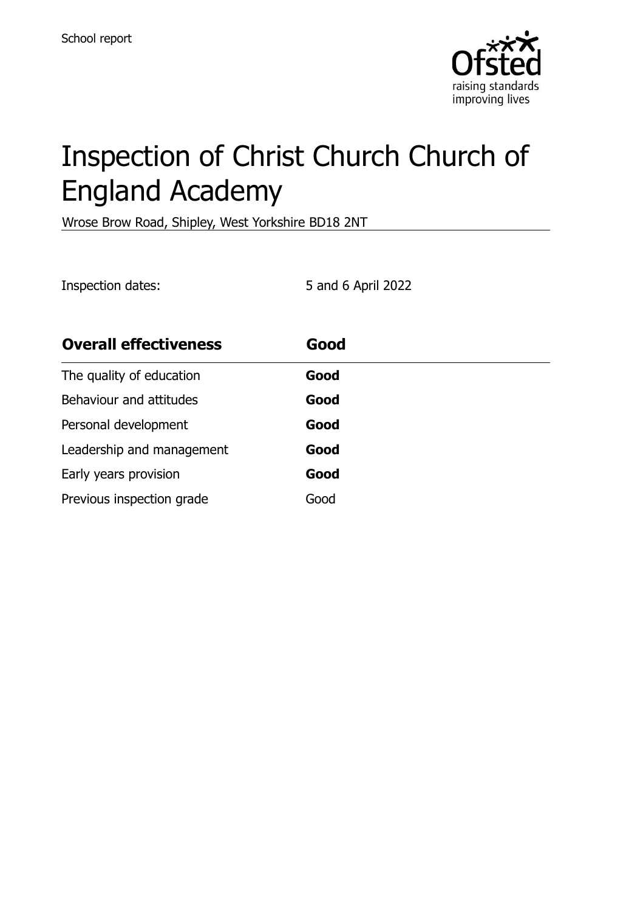School report

# Inspection of Christ Church Church of England Academy

Wrose Brow Road, Shipley, West Yorkshire BD18 2NT

Inspection dates: 5 and 6 April 2022

| **Overall effectiveness** | **Good** |
| --- | --- |
| The quality of education | **Good** |
| Behaviour and attitudes | **Good** |
| Personal development | **Good** |
| Leadership and management | **Good** |
| Early years provision | **Good** |
| Previous inspection grade | Good |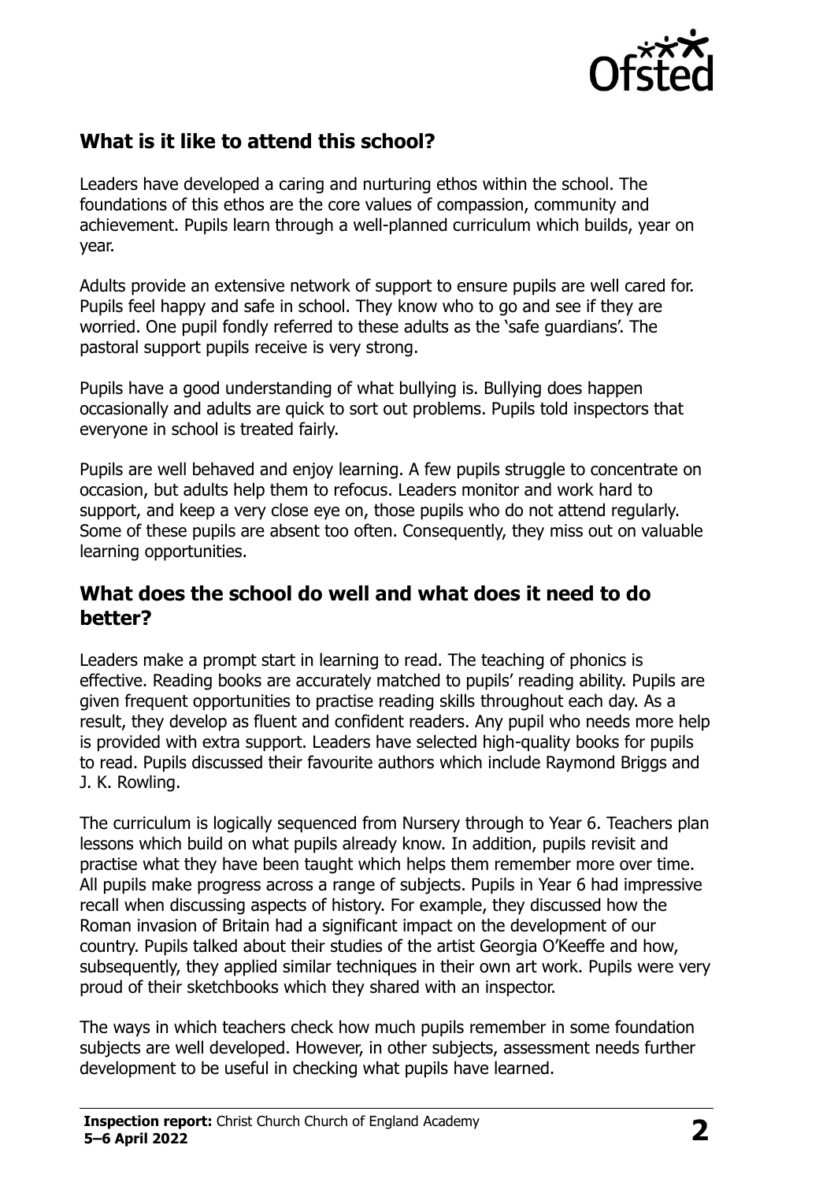## What is it like to attend this school?

Leaders have developed a caring and nurturing ethos within the school. The foundations of this ethos are the core values of compassion, community and achievement. Pupils learn through a well-planned curriculum which builds, year on year.

Adults provide an extensive network of support to ensure pupils are well cared for. Pupils feel happy and safe in school. They know who to go and see if they are worried. One pupil fondly referred to these adults as the 'safe guardians'. The pastoral support pupils receive is very strong.

Pupils have a good understanding of what bullying is. Bullying does happen occasionally and adults are quick to sort out problems. Pupils told inspectors that everyone in school is treated fairly.

Pupils are well behaved and enjoy learning. A few pupils struggle to concentrate on occasion, but adults help them to refocus. Leaders monitor and work hard to support, and keep a very close eye on, those pupils who do not attend regularly. Some of these pupils are absent too often. Consequently, they miss out on valuable learning opportunities.

## What does the school do well and what does it need to do better?

Leaders make a prompt start in learning to read. The teaching of phonics is effective. Reading books are accurately matched to pupils' reading ability. Pupils are given frequent opportunities to practise reading skills throughout each day. As a result, they develop as fluent and confident readers. Any pupil who needs more help is provided with extra support. Leaders have selected high-quality books for pupils to read. Pupils discussed their favourite authors which include Raymond Briggs and J. K. Rowling.

The curriculum is logically sequenced from Nursery through to Year 6. Teachers plan lessons which build on what pupils already know. In addition, pupils revisit and practise what they have been taught which helps them remember more over time. All pupils make progress across a range of subjects. Pupils in Year 6 had impressive recall when discussing aspects of history. For example, they discussed how the Roman invasion of Britain had a significant impact on the development of our country. Pupils talked about their studies of the artist Georgia O'Keeffe and how, subsequently, they applied similar techniques in their own art work. Pupils were very proud of their sketchbooks which they shared with an inspector.

The ways in which teachers check how much pupils remember in some foundation subjects are well developed. However, in other subjects, assessment needs further development to be useful in checking what pupils have learned.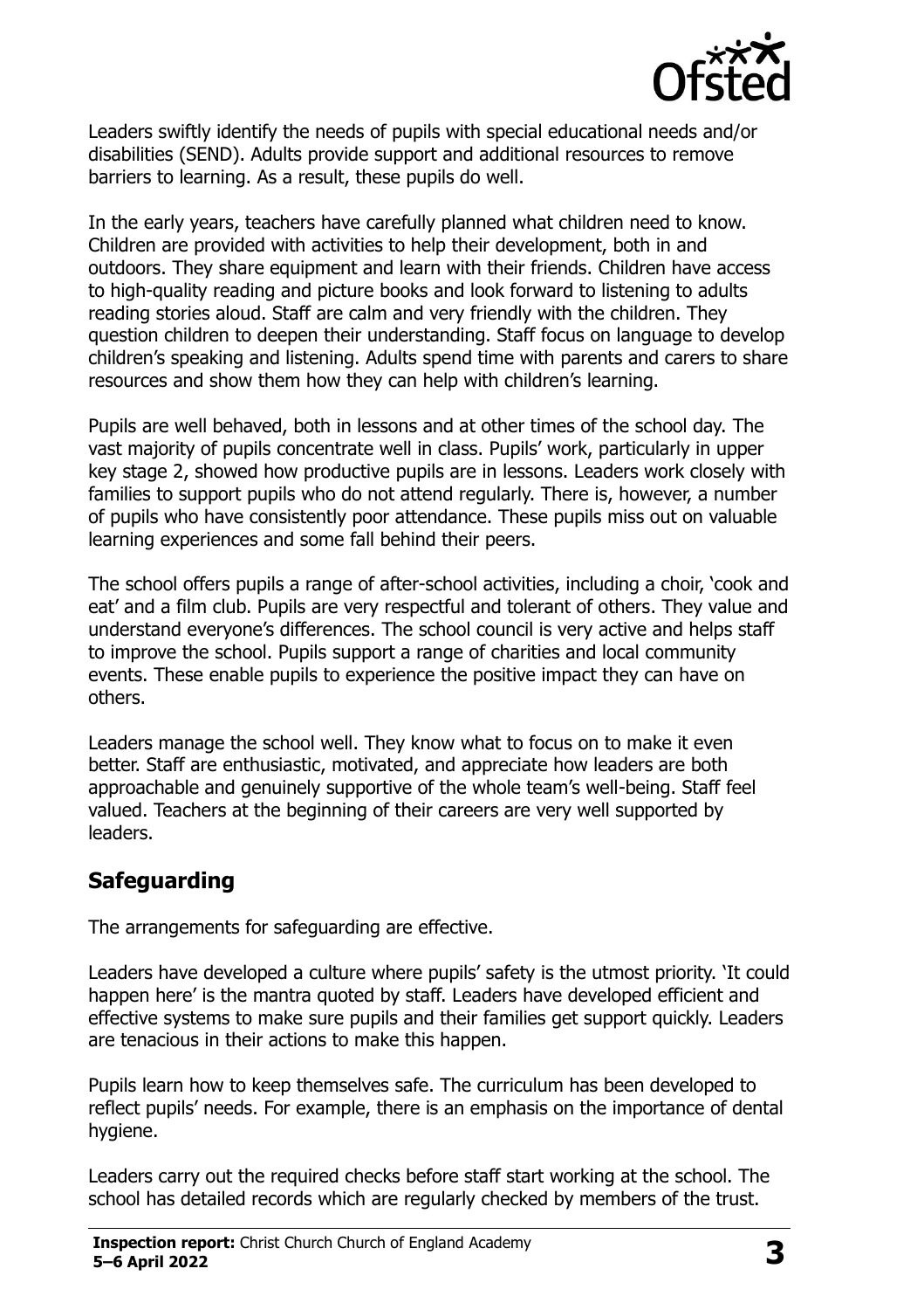Leaders swiftly identify the needs of pupils with special educational needs and/or disabilities (SEND). Adults provide support and additional resources to remove barriers to learning. As a result, these pupils do well.

In the early years, teachers have carefully planned what children need to know. Children are provided with activities to help their development, both in and outdoors. They share equipment and learn with their friends. Children have access to high-quality reading and picture books and look forward to listening to adults reading stories aloud. Staff are calm and very friendly with the children. They question children to deepen their understanding. Staff focus on language to develop children's speaking and listening. Adults spend time with parents and carers to share resources and show them how they can help with children's learning.

Pupils are well behaved, both in lessons and at other times of the school day. The vast majority of pupils concentrate well in class. Pupils' work, particularly in upper key stage 2, showed how productive pupils are in lessons. Leaders work closely with families to support pupils who do not attend regularly. There is, however, a number of pupils who have consistently poor attendance. These pupils miss out on valuable learning experiences and some fall behind their peers.

The school offers pupils a range of after-school activities, including a choir, 'cook and eat' and a film club. Pupils are very respectful and tolerant of others. They value and understand everyone's differences. The school council is very active and helps staff to improve the school. Pupils support a range of charities and local community events. These enable pupils to experience the positive impact they can have on others.

Leaders manage the school well. They know what to focus on to make it even better. Staff are enthusiastic, motivated, and appreciate how leaders are both approachable and genuinely supportive of the whole team's well-being. Staff feel valued. Teachers at the beginning of their careers are very well supported by leaders.

## Safeguarding

The arrangements for safeguarding are effective.

Leaders have developed a culture where pupils' safety is the utmost priority. 'It could happen here' is the mantra quoted by staff. Leaders have developed efficient and effective systems to make sure pupils and their families get support quickly. Leaders are tenacious in their actions to make this happen.

Pupils learn how to keep themselves safe. The curriculum has been developed to reflect pupils' needs. For example, there is an emphasis on the importance of dental hygiene.

Leaders carry out the required checks before staff start working at the school. The school has detailed records which are regularly checked by members of the trust.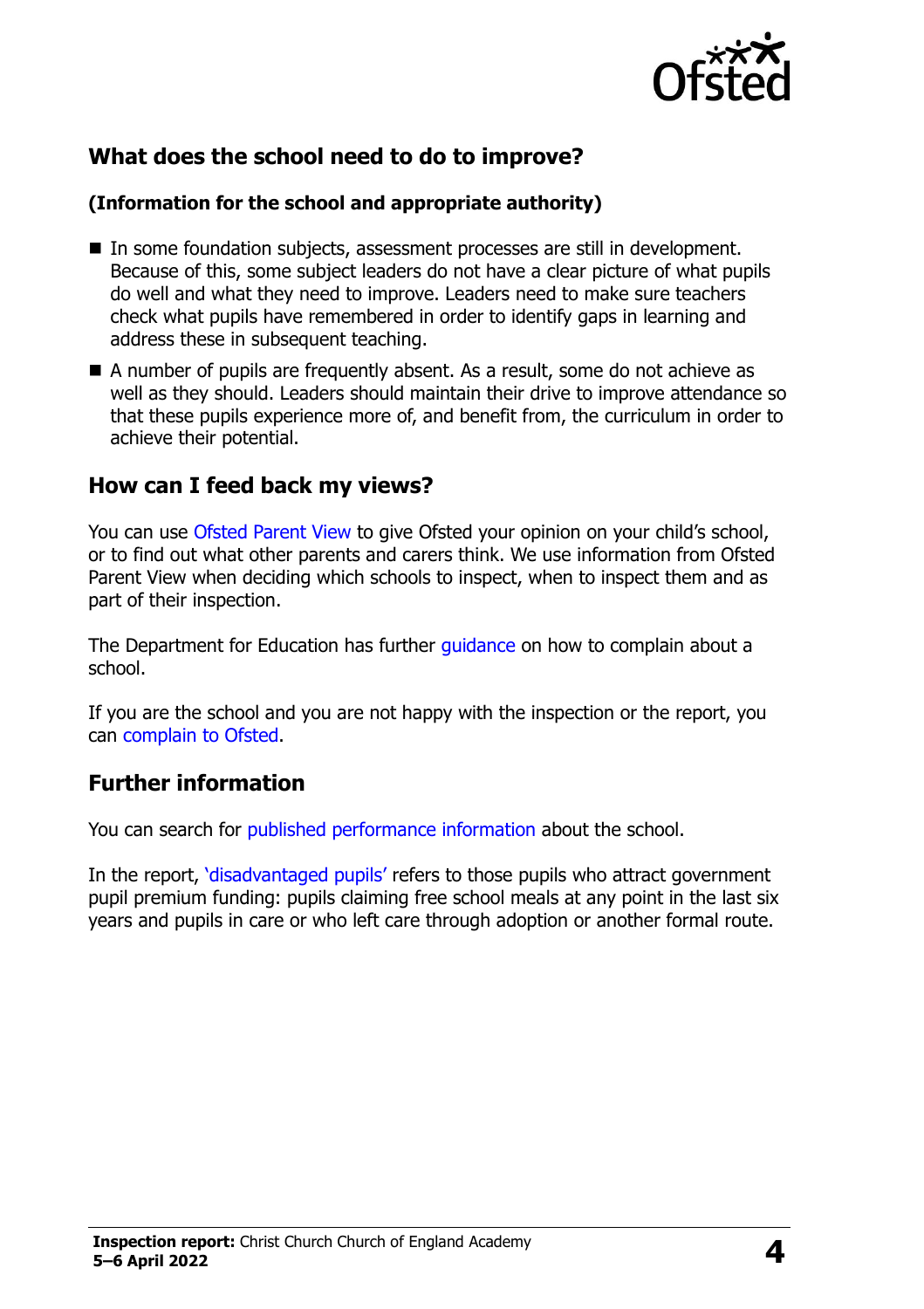## What does the school need to do to improve?

**(Information for the school and appropriate authority)**

- In some foundation subjects, assessment processes are still in development. Because of this, some subject leaders do not have a clear picture of what pupils do well and what they need to improve. Leaders need to make sure teachers check what pupils have remembered in order to identify gaps in learning and address these in subsequent teaching.
- A number of pupils are frequently absent. As a result, some do not achieve as well as they should. Leaders should maintain their drive to improve attendance so that these pupils experience more of, and benefit from, the curriculum in order to achieve their potential.

## How can I feed back my views?

You can use Ofsted Parent View to give Ofsted your opinion on your child's school, or to find out what other parents and carers think. We use information from Ofsted Parent View when deciding which schools to inspect, when to inspect them and as part of their inspection.

The Department for Education has further guidance on how to complain about a school.

If you are the school and you are not happy with the inspection or the report, you can complain to Ofsted.

## Further information

You can search for published performance information about the school.

In the report, 'disadvantaged pupils' refers to those pupils who attract government pupil premium funding: pupils claiming free school meals at any point in the last six years and pupils in care or who left care through adoption or another formal route.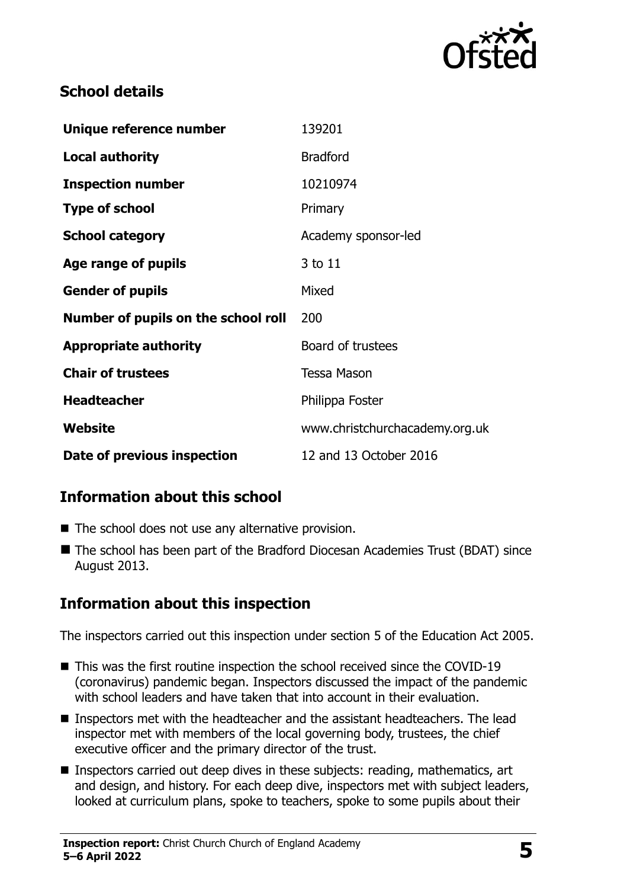## School details

| | |
|---|---|
| **Unique reference number** | 139201 |
| **Local authority** | Bradford |
| **Inspection number** | 10210974 |
| **Type of school** | Primary |
| **School category** | Academy sponsor-led |
| **Age range of pupils** | 3 to 11 |
| **Gender of pupils** | Mixed |
| **Number of pupils on the school roll** | 200 |
| **Appropriate authority** | Board of trustees |
| **Chair of trustees** | Tessa Mason |
| **Headteacher** | Philippa Foster |
| **Website** | www.christchurchacademy.org.uk |
| **Date of previous inspection** | 12 and 13 October 2016 |

## Information about this school

- The school does not use any alternative provision.
- The school has been part of the Bradford Diocesan Academies Trust (BDAT) since August 2013.

## Information about this inspection

The inspectors carried out this inspection under section 5 of the Education Act 2005.

- This was the first routine inspection the school received since the COVID-19 (coronavirus) pandemic began. Inspectors discussed the impact of the pandemic with school leaders and have taken that into account in their evaluation.
- Inspectors met with the headteacher and the assistant headteachers. The lead inspector met with members of the local governing body, trustees, the chief executive officer and the primary director of the trust.
- Inspectors carried out deep dives in these subjects: reading, mathematics, art and design, and history. For each deep dive, inspectors met with subject leaders, looked at curriculum plans, spoke to teachers, spoke to some pupils about their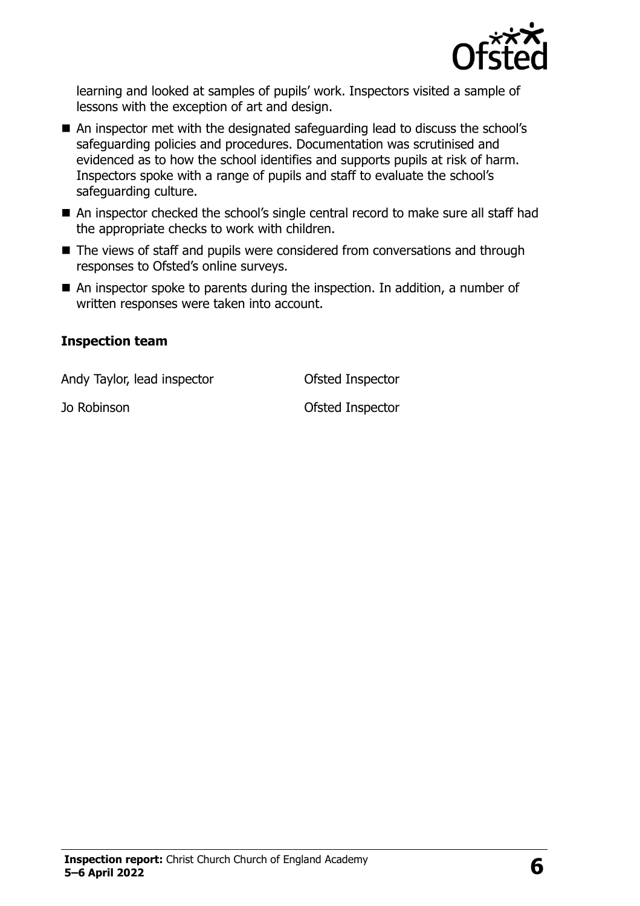learning and looked at samples of pupils' work. Inspectors visited a sample of lessons with the exception of art and design.

- An inspector met with the designated safeguarding lead to discuss the school's safeguarding policies and procedures. Documentation was scrutinised and evidenced as to how the school identifies and supports pupils at risk of harm. Inspectors spoke with a range of pupils and staff to evaluate the school's safeguarding culture.
- An inspector checked the school's single central record to make sure all staff had the appropriate checks to work with children.
- The views of staff and pupils were considered from conversations and through responses to Ofsted's online surveys.
- An inspector spoke to parents during the inspection. In addition, a number of written responses were taken into account.

### Inspection team

| | |
|---|---|
| Andy Taylor, lead inspector | Ofsted Inspector |
| Jo Robinson | Ofsted Inspector |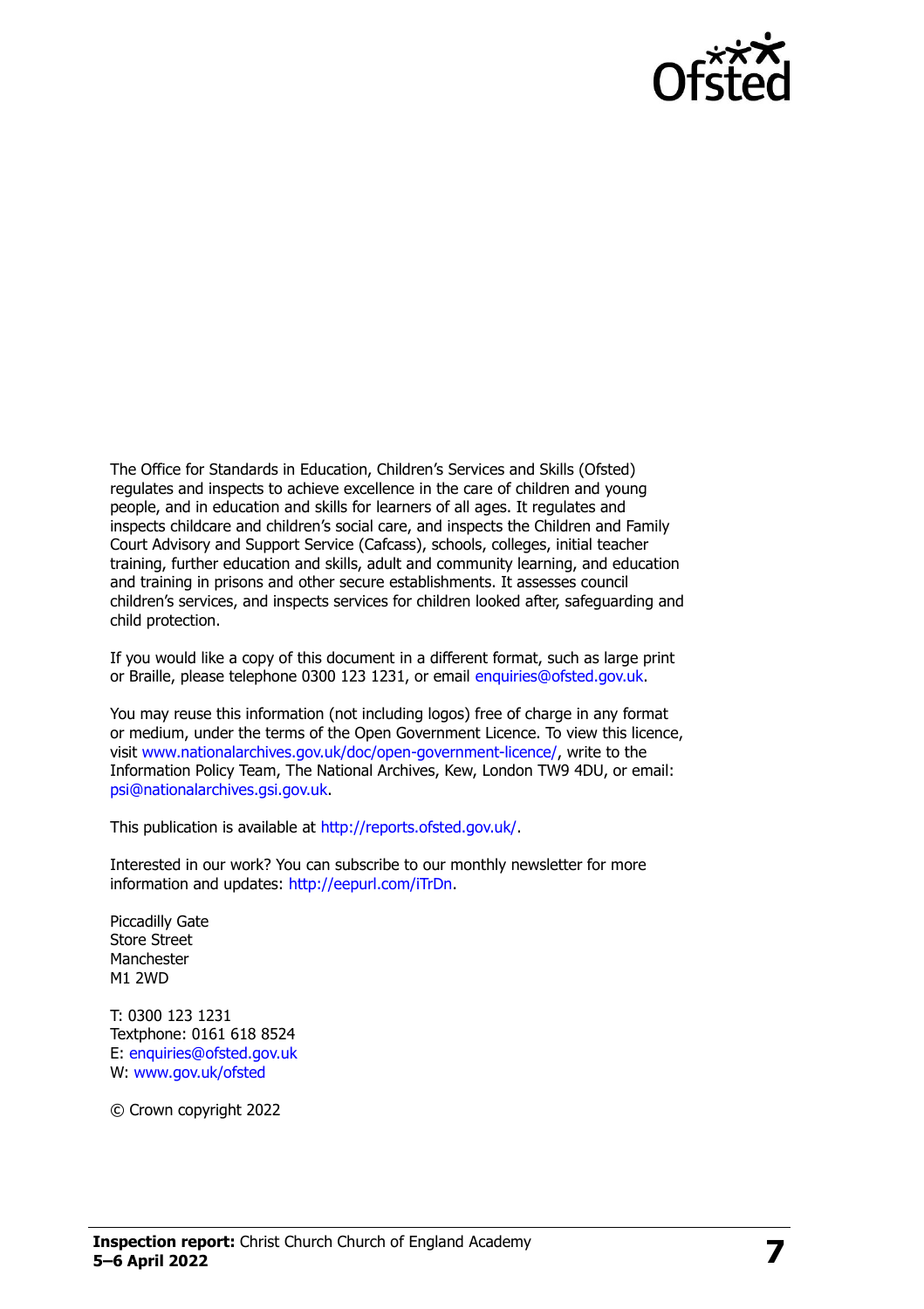The Office for Standards in Education, Children's Services and Skills (Ofsted) regulates and inspects to achieve excellence in the care of children and young people, and in education and skills for learners of all ages. It regulates and inspects childcare and children's social care, and inspects the Children and Family Court Advisory and Support Service (Cafcass), schools, colleges, initial teacher training, further education and skills, adult and community learning, and education and training in prisons and other secure establishments. It assesses council children's services, and inspects services for children looked after, safeguarding and child protection.

If you would like a copy of this document in a different format, such as large print or Braille, please telephone 0300 123 1231, or email enquiries@ofsted.gov.uk.

You may reuse this information (not including logos) free of charge in any format or medium, under the terms of the Open Government Licence. To view this licence, visit www.nationalarchives.gov.uk/doc/open-government-licence/, write to the Information Policy Team, The National Archives, Kew, London TW9 4DU, or email: psi@nationalarchives.gsi.gov.uk.

This publication is available at http://reports.ofsted.gov.uk/.

Interested in our work? You can subscribe to our monthly newsletter for more information and updates: http://eepurl.com/iTrDn.

Piccadilly Gate
Store Street
Manchester
M1 2WD

T: 0300 123 1231
Textphone: 0161 618 8524
E: enquiries@ofsted.gov.uk
W: www.gov.uk/ofsted

© Crown copyright 2022